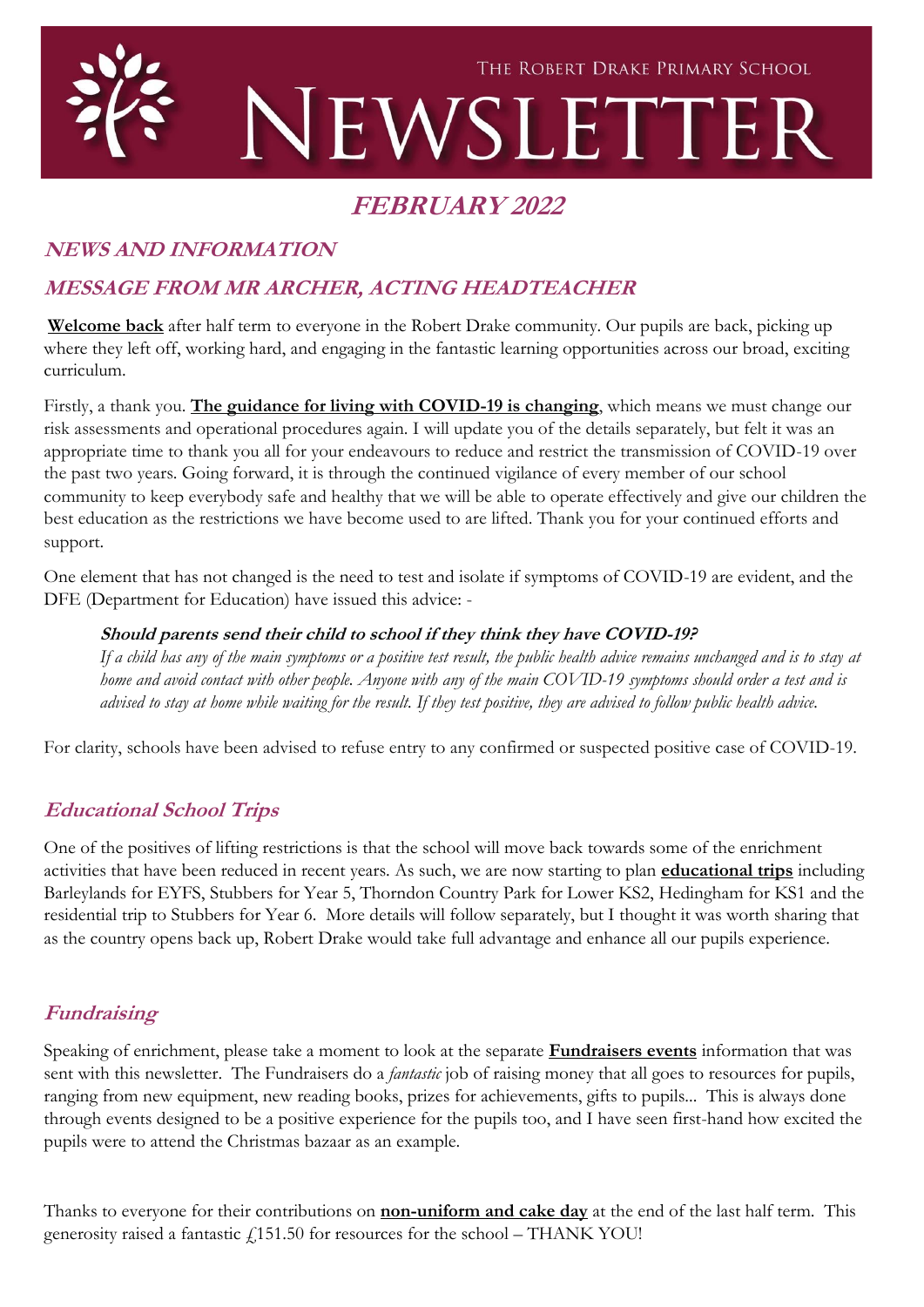The Robert Drake Primary School

# NEWSLETTER

## FEBRUARY 2022

## NEWS AND INFORMATION

## MESSAGE FROM MR ARCHER, ACTING HEADTEACHER

**Welcome back** after half term to everyone in the Robert Drake community. Our pupils are back, picking up where they left off, working hard, and engaging in the fantastic learning opportunities across our broad, exciting curriculum.

Firstly, a thank you. **The guidance for living with COVID-19 is changing**, which means we must change our risk assessments and operational procedures again. I will update you of the details separately, but felt it was an appropriate time to thank you all for your endeavours to reduce and restrict the transmission of COVID-19 over the past two years. Going forward, it is through the continued vigilance of every member of our school community to keep everybody safe and healthy that we will be able to operate effectively and give our children the best education as the restrictions we have become used to are lifted. Thank you for your continued efforts and support.

One element that has not changed is the need to test and isolate if symptoms of COVID-19 are evident, and the DFE (Department for Education) have issued this advice: -

> ***Should parents send their child to school if they think they have COVID-19?***
> *If a child has any of the main symptoms or a positive test result, the public health advice remains unchanged and is to stay at home and avoid contact with other people. Anyone with any of the main COVID-19 symptoms should order a test and is advised to stay at home while waiting for the result. If they test positive, they are advised to follow public health advice.*

For clarity, schools have been advised to refuse entry to any confirmed or suspected positive case of COVID-19.

### *Educational School Trips*

One of the positives of lifting restrictions is that the school will move back towards some of the enrichment activities that have been reduced in recent years. As such, we are now starting to plan **educational trips** including Barleylands for EYFS, Stubbers for Year 5, Thorndon Country Park for Lower KS2, Hedingham for KS1 and the residential trip to Stubbers for Year 6. More details will follow separately, but I thought it was worth sharing that as the country opens back up, Robert Drake would take full advantage and enhance all our pupils experience.

### *Fundraising*

Speaking of enrichment, please take a moment to look at the separate **Fundraisers events** information that was sent with this newsletter. The Fundraisers do a *fantastic* job of raising money that all goes to resources for pupils, ranging from new equipment, new reading books, prizes for achievements, gifts to pupils... This is always done through events designed to be a positive experience for the pupils too, and I have seen first-hand how excited the pupils were to attend the Christmas bazaar as an example.

Thanks to everyone for their contributions on **non-uniform and cake day** at the end of the last half term. This generosity raised a fantastic £151.50 for resources for the school – THANK YOU!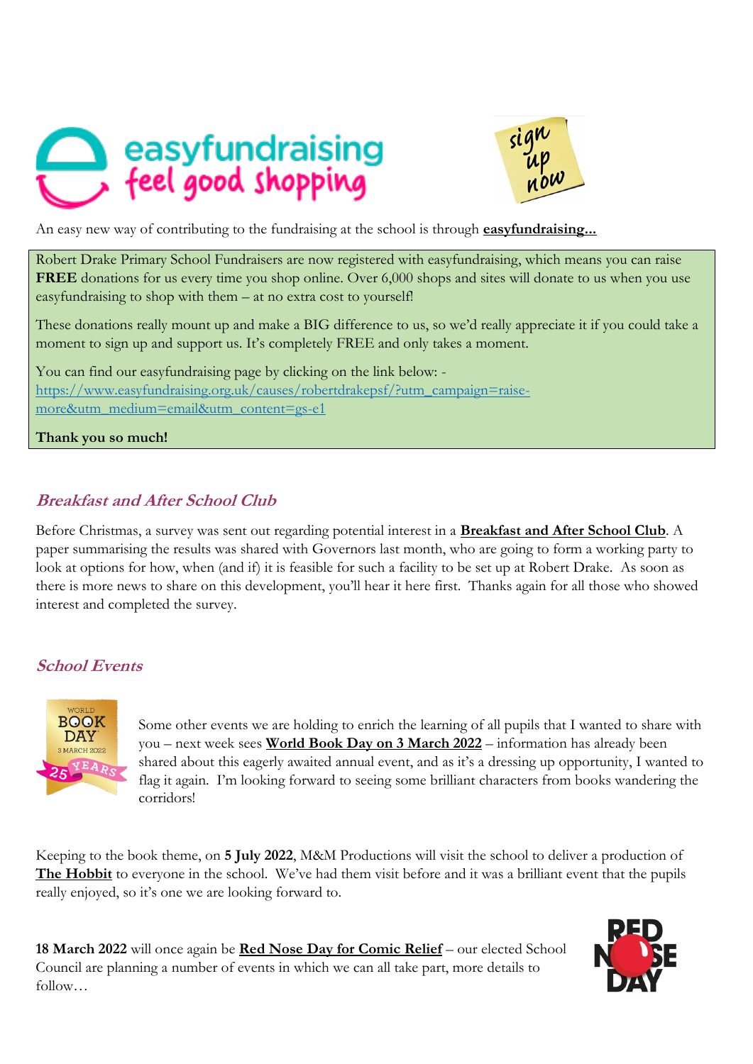An easy new way of contributing to the fundraising at the school is through **easyfundraising...**

Robert Drake Primary School Fundraisers are now registered with easyfundraising, which means you can raise **FREE** donations for us every time you shop online. Over 6,000 shops and sites will donate to us when you use easyfundraising to shop with them – at no extra cost to yourself!

These donations really mount up and make a BIG difference to us, so we'd really appreciate it if you could take a moment to sign up and support us. It's completely FREE and only takes a moment.

You can find our easyfundraising page by clicking on the link below: - https://www.easyfundraising.org.uk/causes/robertdrakepsf/?utm_campaign=raise-more&utm_medium=email&utm_content=gs-e1

**Thank you so much!**

## *Breakfast and After School Club*

Before Christmas, a survey was sent out regarding potential interest in a **Breakfast and After School Club**. A paper summarising the results was shared with Governors last month, who are going to form a working party to look at options for how, when (and if) it is feasible for such a facility to be set up at Robert Drake. As soon as there is more news to share on this development, you'll hear it here first. Thanks again for all those who showed interest and completed the survey.

## *School Events*

Some other events we are holding to enrich the learning of all pupils that I wanted to share with you – next week sees **World Book Day on 3 March 2022** – information has already been shared about this eagerly awaited annual event, and as it's a dressing up opportunity, I wanted to flag it again. I'm looking forward to seeing some brilliant characters from books wandering the corridors!

Keeping to the book theme, on **5 July 2022**, M&M Productions will visit the school to deliver a production of **The Hobbit** to everyone in the school. We've had them visit before and it was a brilliant event that the pupils really enjoyed, so it's one we are looking forward to.

**18 March 2022** will once again be **Red Nose Day for Comic Relief** – our elected School Council are planning a number of events in which we can all take part, more details to follow…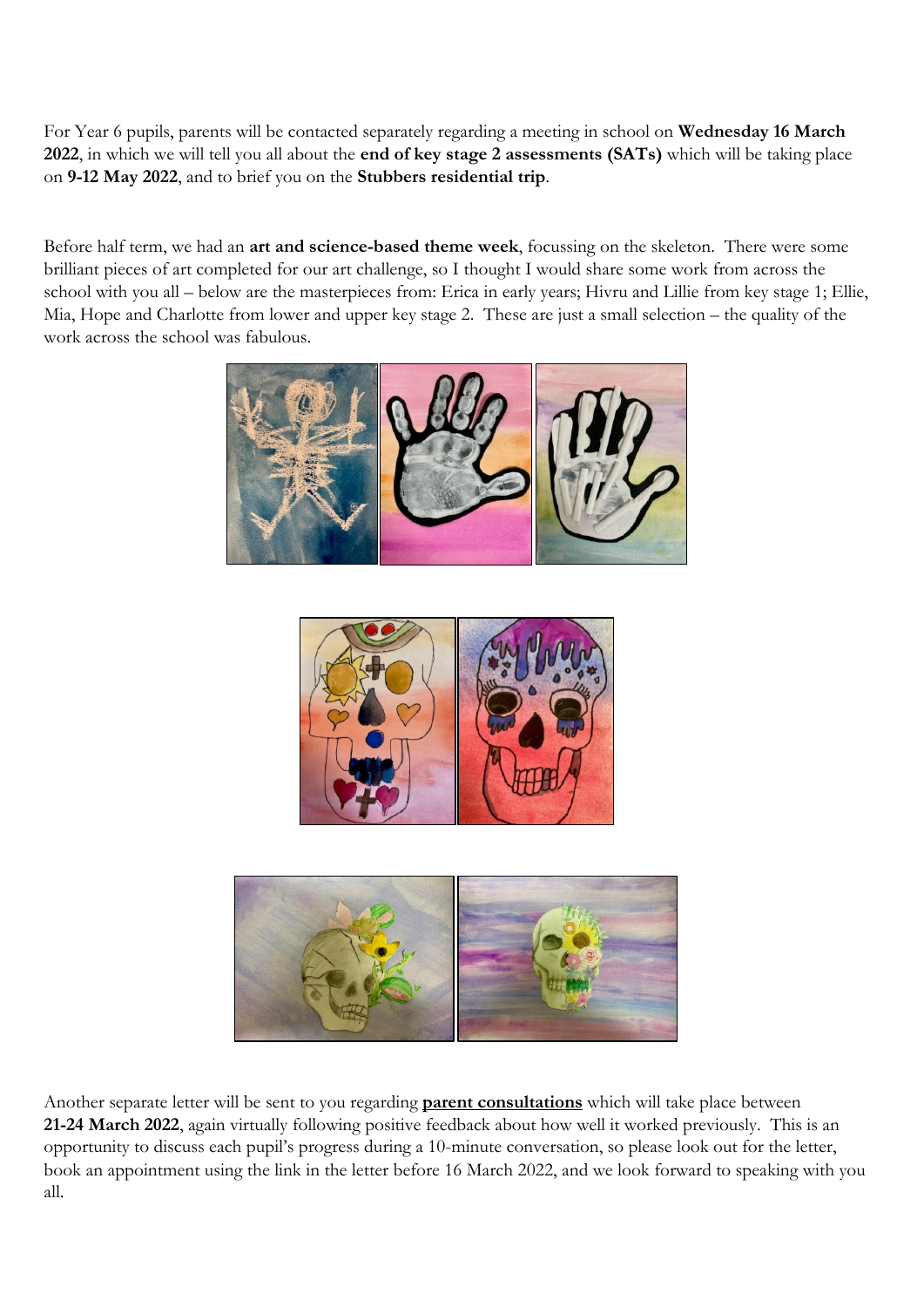For Year 6 pupils, parents will be contacted separately regarding a meeting in school on **Wednesday 16 March 2022**, in which we will tell you all about the **end of key stage 2 assessments (SATs)** which will be taking place on **9-12 May 2022**, and to brief you on the **Stubbers residential trip**.

Before half term, we had an **art and science-based theme week**, focussing on the skeleton. There were some brilliant pieces of art completed for our art challenge, so I thought I would share some work from across the school with you all – below are the masterpieces from: Erica in early years; Hivru and Lillie from key stage 1; Ellie, Mia, Hope and Charlotte from lower and upper key stage 2. These are just a small selection – the quality of the work across the school was fabulous.

Another separate letter will be sent to you regarding **parent consultations** which will take place between **21-24 March 2022**, again virtually following positive feedback about how well it worked previously. This is an opportunity to discuss each pupil's progress during a 10-minute conversation, so please look out for the letter, book an appointment using the link in the letter before 16 March 2022, and we look forward to speaking with you all.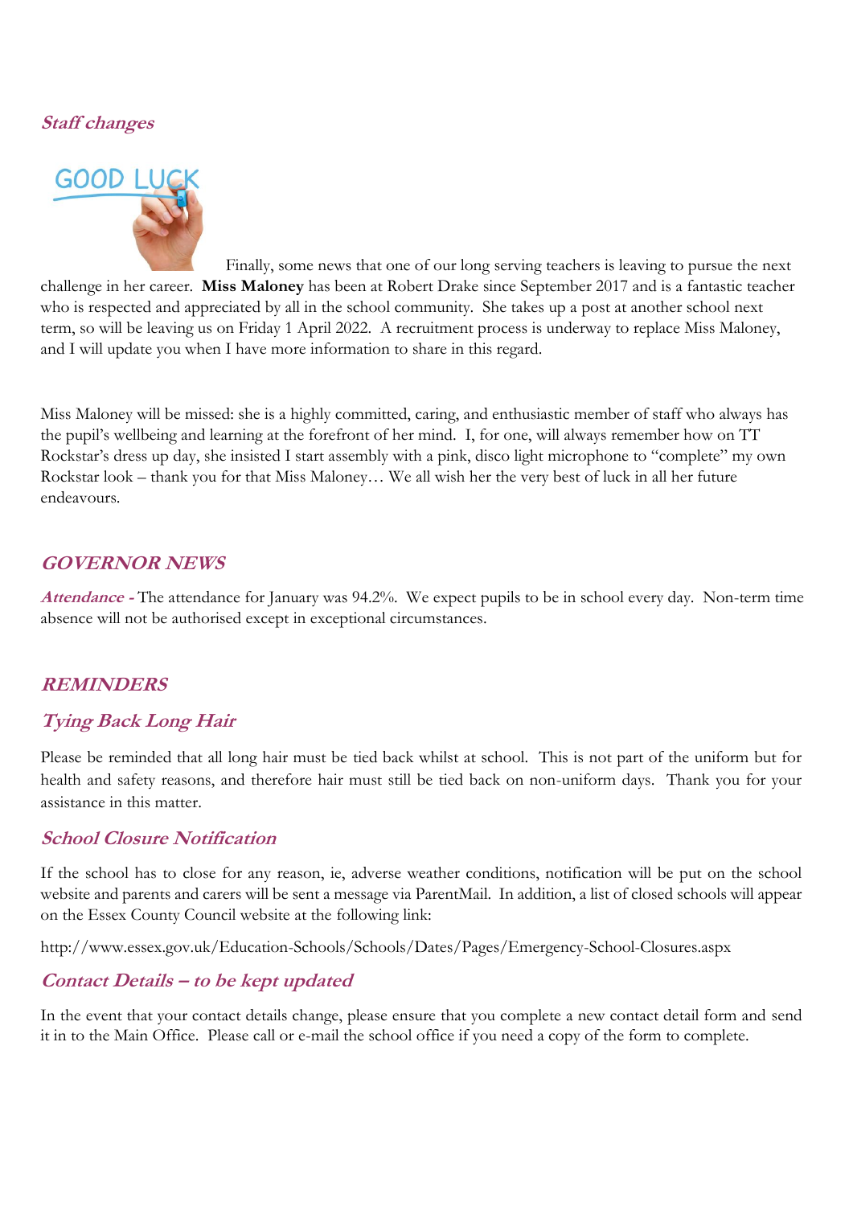## *Staff changes*

Finally, some news that one of our long serving teachers is leaving to pursue the next challenge in her career. **Miss Maloney** has been at Robert Drake since September 2017 and is a fantastic teacher who is respected and appreciated by all in the school community. She takes up a post at another school next term, so will be leaving us on Friday 1 April 2022. A recruitment process is underway to replace Miss Maloney, and I will update you when I have more information to share in this regard.

Miss Maloney will be missed: she is a highly committed, caring, and enthusiastic member of staff who always has the pupil's wellbeing and learning at the forefront of her mind. I, for one, will always remember how on TT Rockstar's dress up day, she insisted I start assembly with a pink, disco light microphone to "complete" my own Rockstar look – thank you for that Miss Maloney… We all wish her the very best of luck in all her future endeavours.

## *GOVERNOR NEWS*

***Attendance -*** The attendance for January was 94.2%. We expect pupils to be in school every day. Non-term time absence will not be authorised except in exceptional circumstances.

## *REMINDERS*

### *Tying Back Long Hair*

Please be reminded that all long hair must be tied back whilst at school. This is not part of the uniform but for health and safety reasons, and therefore hair must still be tied back on non-uniform days. Thank you for your assistance in this matter.

### *School Closure Notification*

If the school has to close for any reason, ie, adverse weather conditions, notification will be put on the school website and parents and carers will be sent a message via ParentMail. In addition, a list of closed schools will appear on the Essex County Council website at the following link:

http://www.essex.gov.uk/Education-Schools/Schools/Dates/Pages/Emergency-School-Closures.aspx

### *Contact Details – to be kept updated*

In the event that your contact details change, please ensure that you complete a new contact detail form and send it in to the Main Office. Please call or e-mail the school office if you need a copy of the form to complete.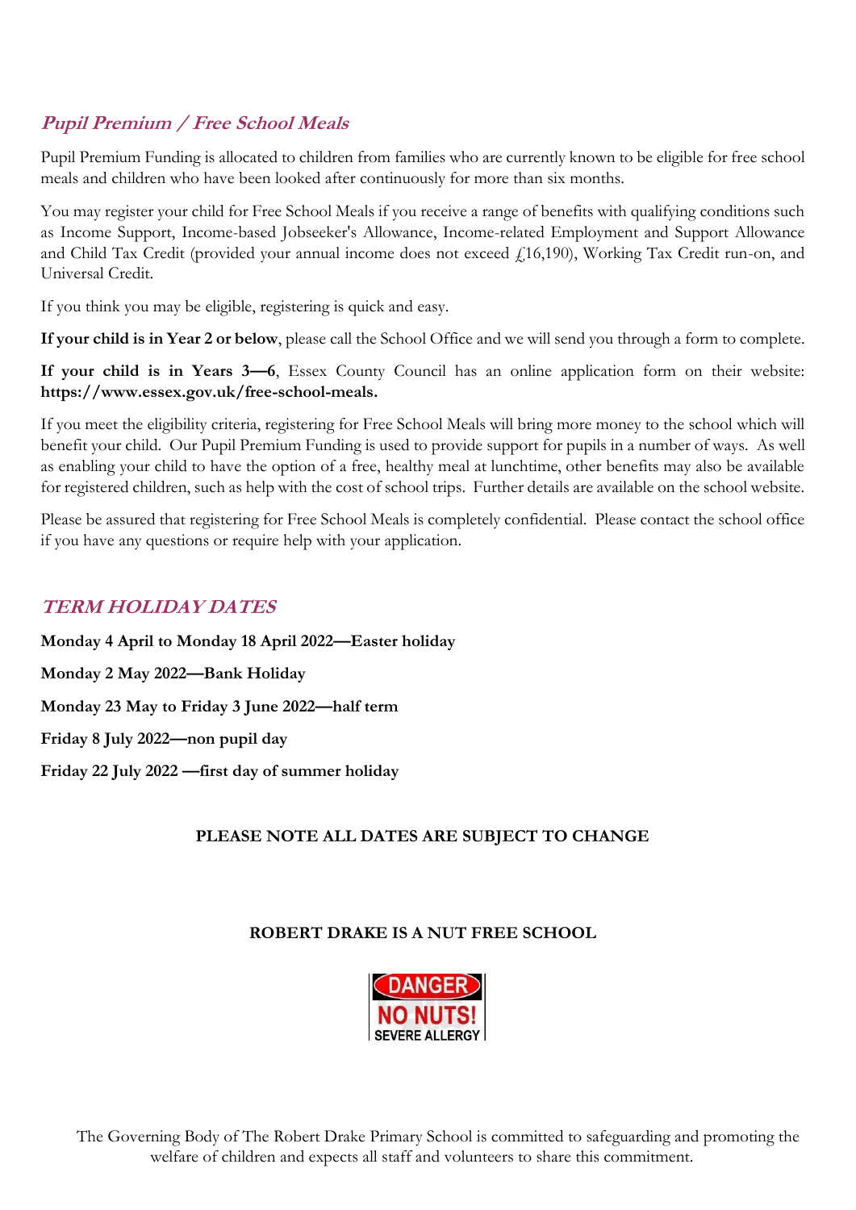## *Pupil Premium / Free School Meals*

Pupil Premium Funding is allocated to children from families who are currently known to be eligible for free school meals and children who have been looked after continuously for more than six months.

You may register your child for Free School Meals if you receive a range of benefits with qualifying conditions such as Income Support, Income-based Jobseeker's Allowance, Income-related Employment and Support Allowance and Child Tax Credit (provided your annual income does not exceed £16,190), Working Tax Credit run-on, and Universal Credit.

If you think you may be eligible, registering is quick and easy.

**If your child is in Year 2 or below**, please call the School Office and we will send you through a form to complete.

**If your child is in Years 3—6**, Essex County Council has an online application form on their website: **https://www.essex.gov.uk/free-school-meals.**

If you meet the eligibility criteria, registering for Free School Meals will bring more money to the school which will benefit your child. Our Pupil Premium Funding is used to provide support for pupils in a number of ways. As well as enabling your child to have the option of a free, healthy meal at lunchtime, other benefits may also be available for registered children, such as help with the cost of school trips. Further details are available on the school website.

Please be assured that registering for Free School Meals is completely confidential. Please contact the school office if you have any questions or require help with your application.

## *TERM HOLIDAY DATES*

**Monday 4 April to Monday 18 April 2022—Easter holiday**

**Monday 2 May 2022—Bank Holiday**

**Monday 23 May to Friday 3 June 2022—half term**

**Friday 8 July 2022—non pupil day**

**Friday 22 July 2022 —first day of summer holiday**

**PLEASE NOTE ALL DATES ARE SUBJECT TO CHANGE**

**ROBERT DRAKE IS A NUT FREE SCHOOL**

DANGER
NO NUTS!
SEVERE ALLERGY

The Governing Body of The Robert Drake Primary School is committed to safeguarding and promoting the welfare of children and expects all staff and volunteers to share this commitment.